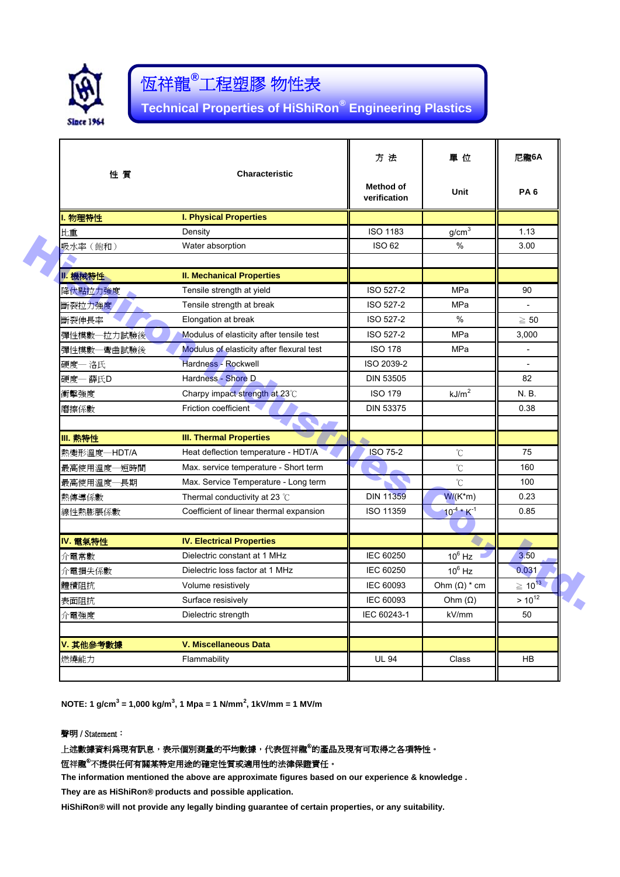# 恆祥龍®工程塑膠 物性表

## Technical Properties of HiShiRon® Engineering Plastics

| 性 質 | Characteristic | 方 法 Method of verification | 單 位 Unit | 尼龍6A PA 6 |
|---|---|---|---|---|
| **I. 物理特性** | **I. Physical Properties** | | | |
| 比重 | Density | ISO 1183 | $g/cm^3$ | 1.13 |
| 吸水率（飽和） | Water absorption | ISO 62 | % | 3.00 |
| | | | | |
| **II. 機械特性** | **II. Mechanical Properties** | | | |
| 降伏點拉力強度 | Tensile strength at yield | ISO 527-2 | MPa | 90 |
| 斷裂拉力強度 | Tensile strength at break | ISO 527-2 | MPa | - |
| 斷裂伸長率 | Elongation at break | ISO 527-2 | % | ≧ 50 |
| 彈性模數—拉力試驗後 | Modulus of elasticity after tensile test | ISO 527-2 | MPa | 3,000 |
| 彈性模數—彎曲試驗後 | Modulus of elasticity after flexural test | ISO 178 | MPa | - |
| 硬度— 洛氏 | Hardness - Rockwell | ISO 2039-2 | | - |
| 硬度— 蕭氏D | Hardness - Shore D | DIN 53505 | | 82 |
| 衝擊強度 | Charpy impact strength at 23℃ | ISO 179 | $kJ/m^2$ | N. B. |
| 磨擦係數 | Friction coefficient | DIN 53375 | | 0.38 |
| | | | | |
| **III. 熱特性** | **III. Thermal Properties** | | | |
| 熱變形溫度—HDT/A | Heat deflection temperature - HDT/A | ISO 75-2 | ℃ | 75 |
| 最高使用溫度—短時間 | Max. service temperature - Short term | | ℃ | 160 |
| 最高使用溫度—長期 | Max. Service Temperature - Long term | | ℃ | 100 |
| 熱傳導係數 | Thermal conductivity at 23 ℃ | DIN 11359 | W/(K*m) | 0.23 |
| 線性熱膨脹係數 | Coefficient of linear thermal expansion | ISO 11359 | $10^{-4} * K^{-1}$ | 0.85 |
| | | | | |
| **IV. 電氣特性** | **IV. Electrical Properties** | | | |
| 介電常數 | Dielectric constant at 1 MHz | IEC 60250 | $10^6$ Hz | 3.50 |
| 介電損失係數 | Dielectric loss factor at 1 MHz | IEC 60250 | $10^6$ Hz | 0.031 |
| 體積阻抗 | Volume resistively | IEC 60093 | Ohm (Ω) * cm | ≧ $10^{13}$ |
| 表面阻抗 | Surface resisively | IEC 60093 | Ohm (Ω) | > $10^{12}$ |
| 介電強度 | Dielectric strength | IEC 60243-1 | kV/mm | 50 |
| | | | | |
| **V. 其他參考數據** | **V. Miscellaneous Data** | | | |
| 燃燒能力 | Flammability | UL 94 | Class | HB |
| | | | | |

**NOTE: 1 $g/cm^3$ = 1,000 $kg/m^3$, 1 Mpa = 1 $N/mm^2$, 1kV/mm = 1 MV/m**

**聲明 / Statement：**

**上述數據資料爲現有訊息，表示個別測量的平均數據，代表恆祥龍®的產品及現有可取得之各項特性。**

**恆祥龍®不提供任何有關某特定用途的確定性質或適用性的法律保證責任。**

**The information mentioned the above are approximate figures based on our experience & knowledge .**

**They are as HiShiRon® products and possible application.**

**HiShiRon® will not provide any legally binding guarantee of certain properties, or any suitability.**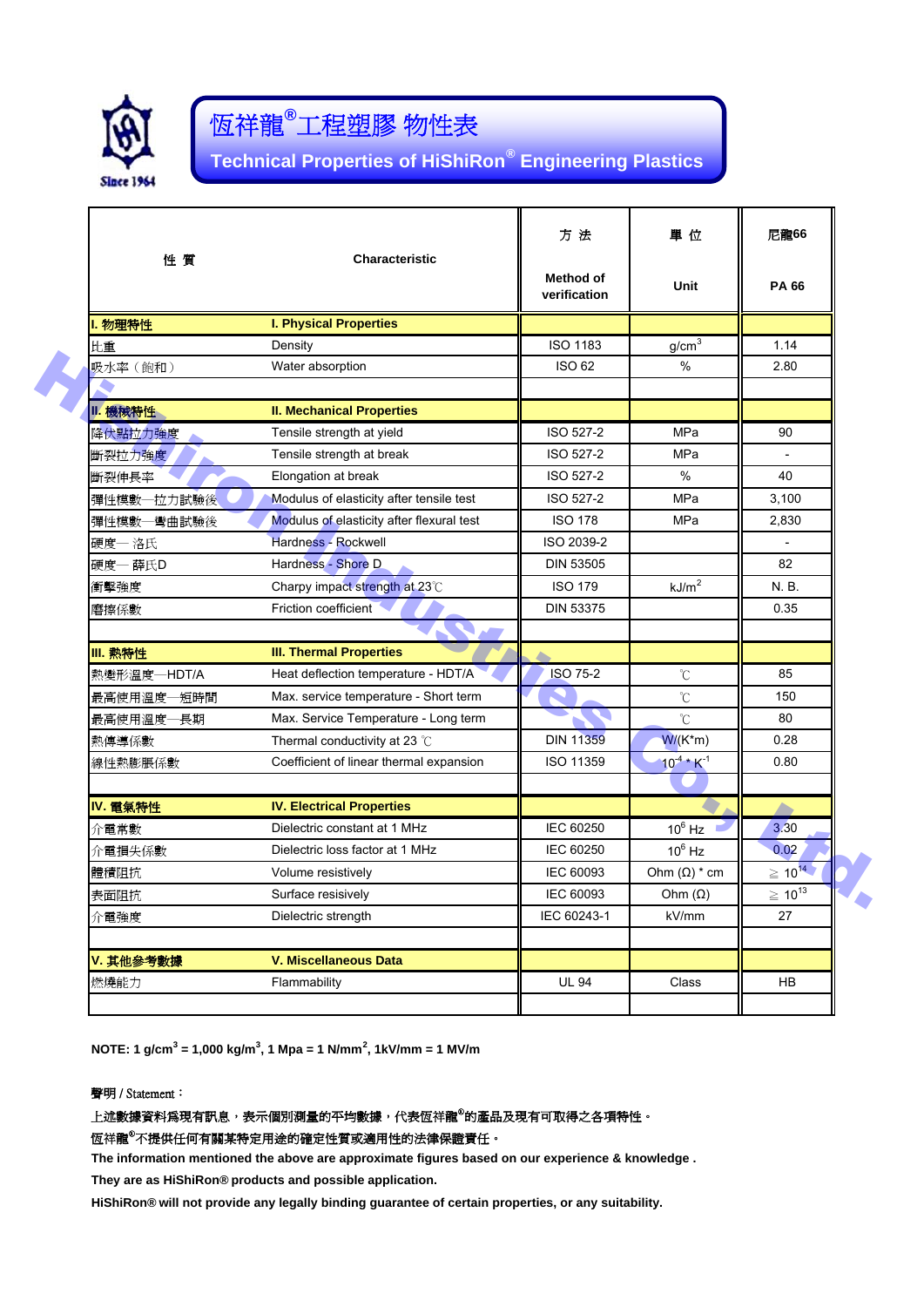# 恆祥龍®工程塑膠 物性表

## Technical Properties of HiShiRon® Engineering Plastics

| 性 質 | Characteristic | 方 法<br>Method of verification | 單 位<br>Unit | 尼龍66<br>PA 66 |
|---|---|---|---|---|
| **I. 物理特性** | **I. Physical Properties** | | | |
| 比重 | Density | ISO 1183 | $g/cm^3$ | 1.14 |
| 吸水率（飽和） | Water absorption | ISO 62 | % | 2.80 |
| | | | | |
| **II. 機械特性** | **II. Mechanical Properties** | | | |
| 降伏點拉力強度 | Tensile strength at yield | ISO 527-2 | MPa | 90 |
| 斷裂拉力強度 | Tensile strength at break | ISO 527-2 | MPa | - |
| 斷裂伸長率 | Elongation at break | ISO 527-2 | % | 40 |
| 彈性模數—拉力試驗後 | Modulus of elasticity after tensile test | ISO 527-2 | MPa | 3,100 |
| 彈性模數—彎曲試驗後 | Modulus of elasticity after flexural test | ISO 178 | MPa | 2,830 |
| 硬度— 洛氏 | Hardness - Rockwell | ISO 2039-2 | | - |
| 硬度— 蕭氏D | Hardness - Shore D | DIN 53505 | | 82 |
| 衝擊強度 | Charpy impact strength at 23℃ | ISO 179 | $kJ/m^2$ | N. B. |
| 磨擦係數 | Friction coefficient | DIN 53375 | | 0.35 |
| | | | | |
| **III. 熱特性** | **III. Thermal Properties** | | | |
| 熱變形溫度—HDT/A | Heat deflection temperature - HDT/A | ISO 75-2 | ℃ | 85 |
| 最高使用溫度—短時間 | Max. service temperature - Short term | | ℃ | 150 |
| 最高使用溫度—長期 | Max. Service Temperature - Long term | | ℃ | 80 |
| 熱傳導係數 | Thermal conductivity at 23 ℃ | DIN 11359 | W/(K*m) | 0.28 |
| 線性熱膨脹係數 | Coefficient of linear thermal expansion | ISO 11359 | $10^{-4} * K^{-1}$ | 0.80 |
| | | | | |
| **IV. 電氣特性** | **IV. Electrical Properties** | | | |
| 介電常數 | Dielectric constant at 1 MHz | IEC 60250 | $10^6$ Hz | 3.30 |
| 介電損失係數 | Dielectric loss factor at 1 MHz | IEC 60250 | $10^6$ Hz | 0.02 |
| 體積阻抗 | Volume resistively | IEC 60093 | Ohm (Ω) * cm | ≧ $10^{14}$ |
| 表面阻抗 | Surface resisively | IEC 60093 | Ohm (Ω) | ≧ $10^{13}$ |
| 介電強度 | Dielectric strength | IEC 60243-1 | kV/mm | 27 |
| | | | | |
| **V. 其他參考數據** | **V. Miscellaneous Data** | | | |
| 燃燒能力 | Flammability | UL 94 | Class | HB |
| | | | | |

**NOTE: 1 $g/cm^3$ = 1,000 $kg/m^3$, 1 Mpa = 1 $N/mm^2$, 1kV/mm = 1 MV/m**

**聲明 / Statement：**

**上述數據資料為現有訊息，表示個別測量的平均數據，代表恆祥龍®的產品及現有可取得之各項特性。**

**恆祥龍®不提供任何有關某特定用途的確定性質或適用性的法律保證責任。**

**The information mentioned the above are approximate figures based on our experience & knowledge .**

**They are as HiShiRon® products and possible application.**

**HiShiRon® will not provide any legally binding guarantee of certain properties, or any suitability.**